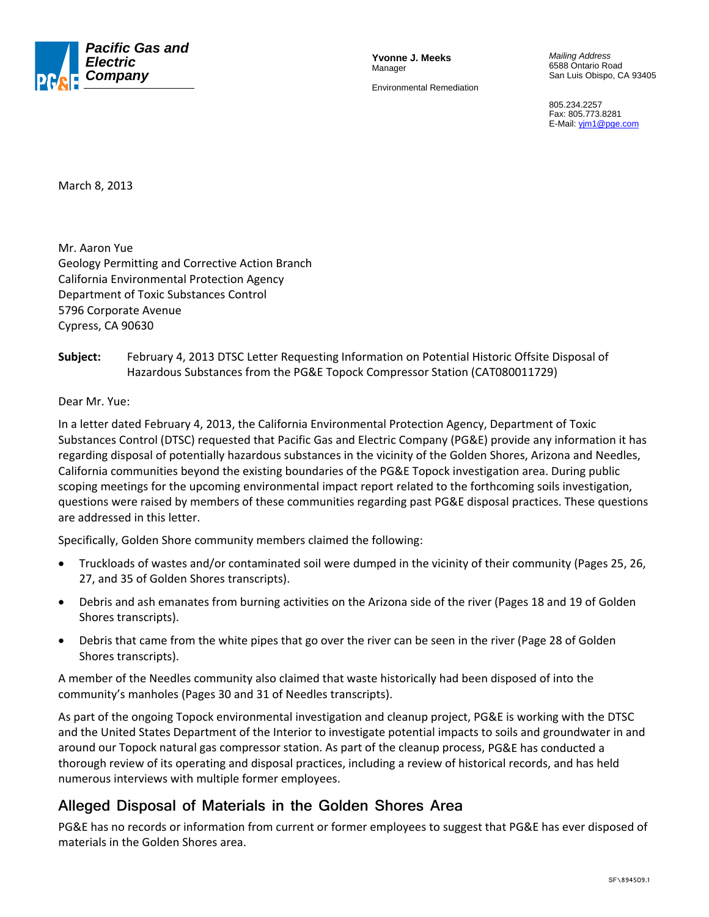**Pacific Gas and Electric Company**

**Yvonne J. Meeks**
Manager

Environmental Remediation

*Mailing Address*
6588 Ontario Road
San Luis Obispo, CA 93405

805.234.2257
Fax: 805.773.8281
E-Mail: yjm1@pge.com

March 8, 2013

Mr. Aaron Yue
Geology Permitting and Corrective Action Branch
California Environmental Protection Agency
Department of Toxic Substances Control
5796 Corporate Avenue
Cypress, CA 90630

**Subject:** February 4, 2013 DTSC Letter Requesting Information on Potential Historic Offsite Disposal of Hazardous Substances from the PG&E Topock Compressor Station (CAT080011729)

Dear Mr. Yue:

In a letter dated February 4, 2013, the California Environmental Protection Agency, Department of Toxic Substances Control (DTSC) requested that Pacific Gas and Electric Company (PG&E) provide any information it has regarding disposal of potentially hazardous substances in the vicinity of the Golden Shores, Arizona and Needles, California communities beyond the existing boundaries of the PG&E Topock investigation area. During public scoping meetings for the upcoming environmental impact report related to the forthcoming soils investigation, questions were raised by members of these communities regarding past PG&E disposal practices. These questions are addressed in this letter.

Specifically, Golden Shore community members claimed the following:

- Truckloads of wastes and/or contaminated soil were dumped in the vicinity of their community (Pages 25, 26, 27, and 35 of Golden Shores transcripts).
- Debris and ash emanates from burning activities on the Arizona side of the river (Pages 18 and 19 of Golden Shores transcripts).
- Debris that came from the white pipes that go over the river can be seen in the river (Page 28 of Golden Shores transcripts).

A member of the Needles community also claimed that waste historically had been disposed of into the community's manholes (Pages 30 and 31 of Needles transcripts).

As part of the ongoing Topock environmental investigation and cleanup project, PG&E is working with the DTSC and the United States Department of the Interior to investigate potential impacts to soils and groundwater in and around our Topock natural gas compressor station. As part of the cleanup process, PG&E has conducted a thorough review of its operating and disposal practices, including a review of historical records, and has held numerous interviews with multiple former employees.

## Alleged Disposal of Materials in the Golden Shores Area

PG&E has no records or information from current or former employees to suggest that PG&E has ever disposed of materials in the Golden Shores area.

SF\894509.1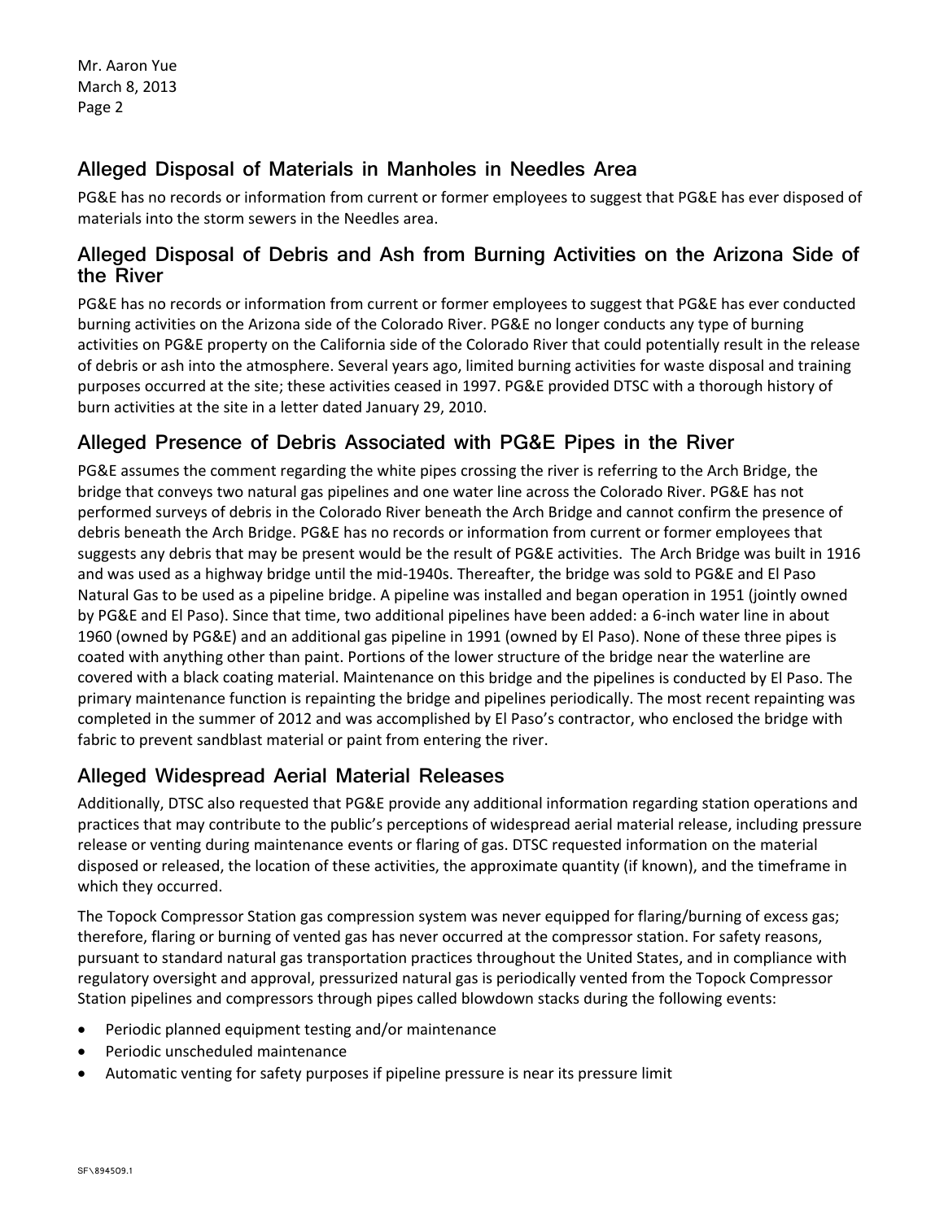## Alleged Disposal of Materials in Manholes in Needles Area

PG&E has no records or information from current or former employees to suggest that PG&E has ever disposed of materials into the storm sewers in the Needles area.

## Alleged Disposal of Debris and Ash from Burning Activities on the Arizona Side of the River

PG&E has no records or information from current or former employees to suggest that PG&E has ever conducted burning activities on the Arizona side of the Colorado River. PG&E no longer conducts any type of burning activities on PG&E property on the California side of the Colorado River that could potentially result in the release of debris or ash into the atmosphere. Several years ago, limited burning activities for waste disposal and training purposes occurred at the site; these activities ceased in 1997. PG&E provided DTSC with a thorough history of burn activities at the site in a letter dated January 29, 2010.

## Alleged Presence of Debris Associated with PG&E Pipes in the River

PG&E assumes the comment regarding the white pipes crossing the river is referring to the Arch Bridge, the bridge that conveys two natural gas pipelines and one water line across the Colorado River. PG&E has not performed surveys of debris in the Colorado River beneath the Arch Bridge and cannot confirm the presence of debris beneath the Arch Bridge. PG&E has no records or information from current or former employees that suggests any debris that may be present would be the result of PG&E activities. The Arch Bridge was built in 1916 and was used as a highway bridge until the mid-1940s. Thereafter, the bridge was sold to PG&E and El Paso Natural Gas to be used as a pipeline bridge. A pipeline was installed and began operation in 1951 (jointly owned by PG&E and El Paso). Since that time, two additional pipelines have been added: a 6-inch water line in about 1960 (owned by PG&E) and an additional gas pipeline in 1991 (owned by El Paso). None of these three pipes is coated with anything other than paint. Portions of the lower structure of the bridge near the waterline are covered with a black coating material. Maintenance on this bridge and the pipelines is conducted by El Paso. The primary maintenance function is repainting the bridge and pipelines periodically. The most recent repainting was completed in the summer of 2012 and was accomplished by El Paso's contractor, who enclosed the bridge with fabric to prevent sandblast material or paint from entering the river.

## Alleged Widespread Aerial Material Releases

Additionally, DTSC also requested that PG&E provide any additional information regarding station operations and practices that may contribute to the public's perceptions of widespread aerial material release, including pressure release or venting during maintenance events or flaring of gas. DTSC requested information on the material disposed or released, the location of these activities, the approximate quantity (if known), and the timeframe in which they occurred.

The Topock Compressor Station gas compression system was never equipped for flaring/burning of excess gas; therefore, flaring or burning of vented gas has never occurred at the compressor station. For safety reasons, pursuant to standard natural gas transportation practices throughout the United States, and in compliance with regulatory oversight and approval, pressurized natural gas is periodically vented from the Topock Compressor Station pipelines and compressors through pipes called blowdown stacks during the following events:

- Periodic planned equipment testing and/or maintenance
- Periodic unscheduled maintenance
- Automatic venting for safety purposes if pipeline pressure is near its pressure limit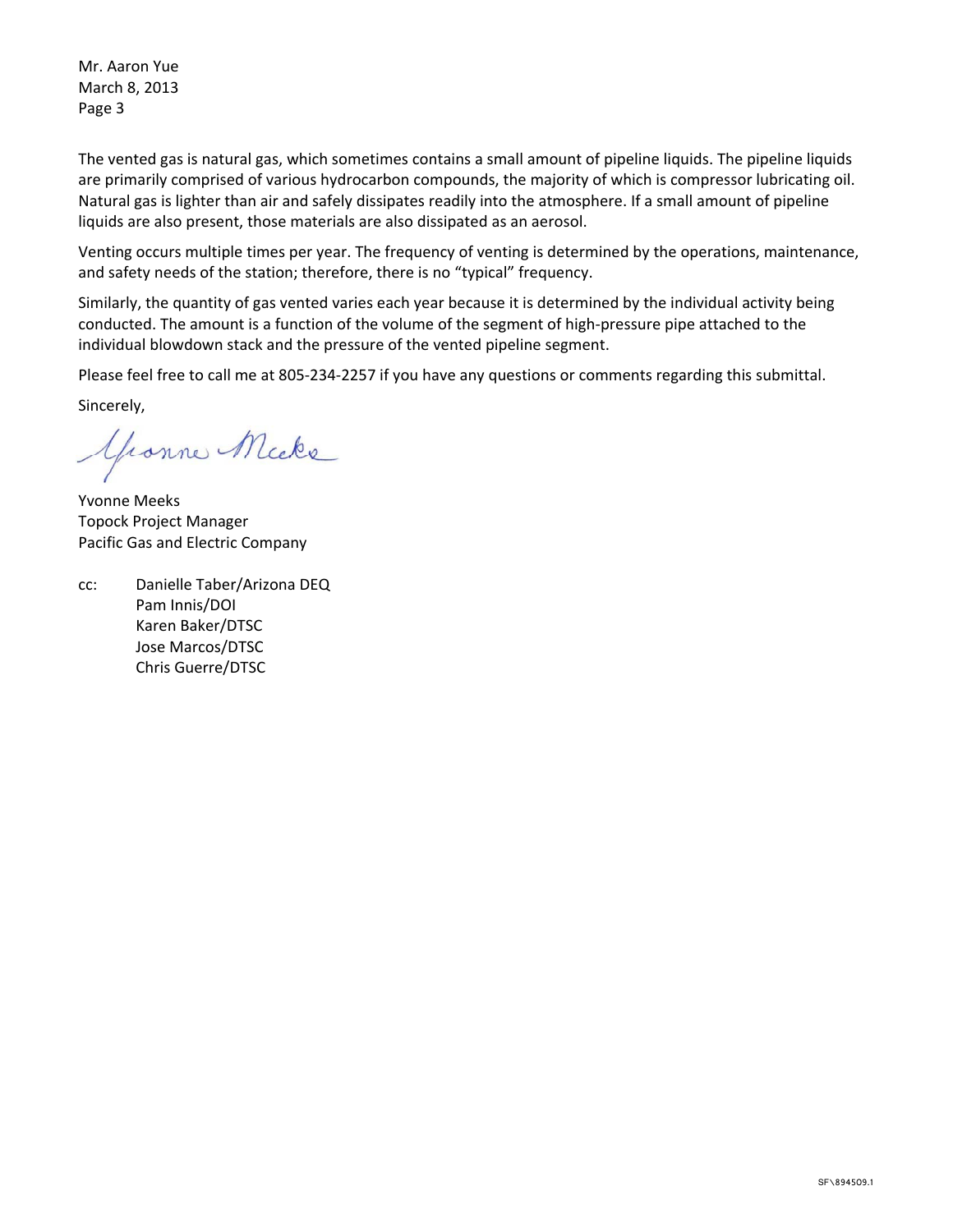The vented gas is natural gas, which sometimes contains a small amount of pipeline liquids. The pipeline liquids are primarily comprised of various hydrocarbon compounds, the majority of which is compressor lubricating oil. Natural gas is lighter than air and safely dissipates readily into the atmosphere. If a small amount of pipeline liquids are also present, those materials are also dissipated as an aerosol.

Venting occurs multiple times per year. The frequency of venting is determined by the operations, maintenance, and safety needs of the station; therefore, there is no “typical” frequency.

Similarly, the quantity of gas vented varies each year because it is determined by the individual activity being conducted. The amount is a function of the volume of the segment of high-pressure pipe attached to the individual blowdown stack and the pressure of the vented pipeline segment.

Please feel free to call me at 805-234-2257 if you have any questions or comments regarding this submittal.

Sincerely,

Yvonne Meeks

Yvonne Meeks
Topock Project Manager
Pacific Gas and Electric Company

cc: Danielle Taber/Arizona DEQ
Pam Innis/DOI
Karen Baker/DTSC
Jose Marcos/DTSC
Chris Guerre/DTSC

SF\894509.1